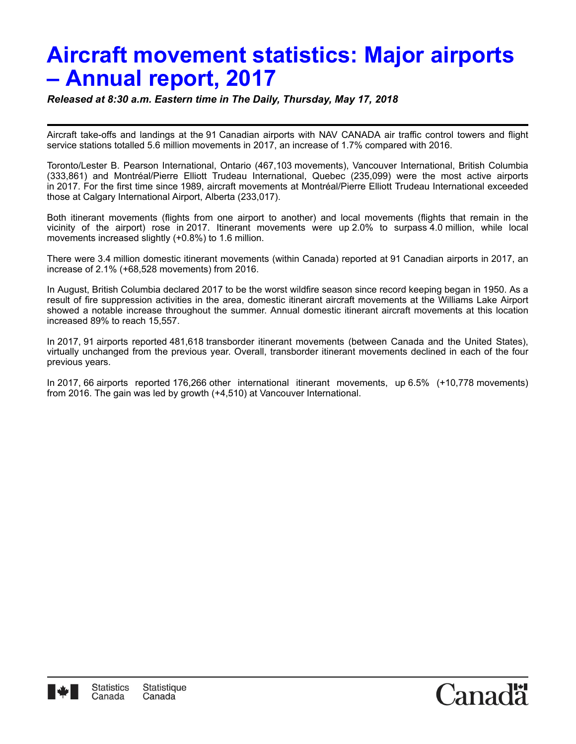# Aircraft movement statistics: Major airports – Annual report, 2017

***Released at 8:30 a.m. Eastern time in The Daily, Thursday, May 17, 2018***

Aircraft take-offs and landings at the 91 Canadian airports with NAV CANADA air traffic control towers and flight service stations totalled 5.6 million movements in 2017, an increase of 1.7% compared with 2016.

Toronto/Lester B. Pearson International, Ontario (467,103 movements), Vancouver International, British Columbia (333,861) and Montréal/Pierre Elliott Trudeau International, Quebec (235,099) were the most active airports in 2017. For the first time since 1989, aircraft movements at Montréal/Pierre Elliott Trudeau International exceeded those at Calgary International Airport, Alberta (233,017).

Both itinerant movements (flights from one airport to another) and local movements (flights that remain in the vicinity of the airport) rose in 2017. Itinerant movements were up 2.0% to surpass 4.0 million, while local movements increased slightly (+0.8%) to 1.6 million.

There were 3.4 million domestic itinerant movements (within Canada) reported at 91 Canadian airports in 2017, an increase of 2.1% (+68,528 movements) from 2016.

In August, British Columbia declared 2017 to be the worst wildfire season since record keeping began in 1950. As a result of fire suppression activities in the area, domestic itinerant aircraft movements at the Williams Lake Airport showed a notable increase throughout the summer. Annual domestic itinerant aircraft movements at this location increased 89% to reach 15,557.

In 2017, 91 airports reported 481,618 transborder itinerant movements (between Canada and the United States), virtually unchanged from the previous year. Overall, transborder itinerant movements declined in each of the four previous years.

In 2017, 66 airports reported 176,266 other international itinerant movements, up 6.5% (+10,778 movements) from 2016. The gain was led by growth (+4,510) at Vancouver International.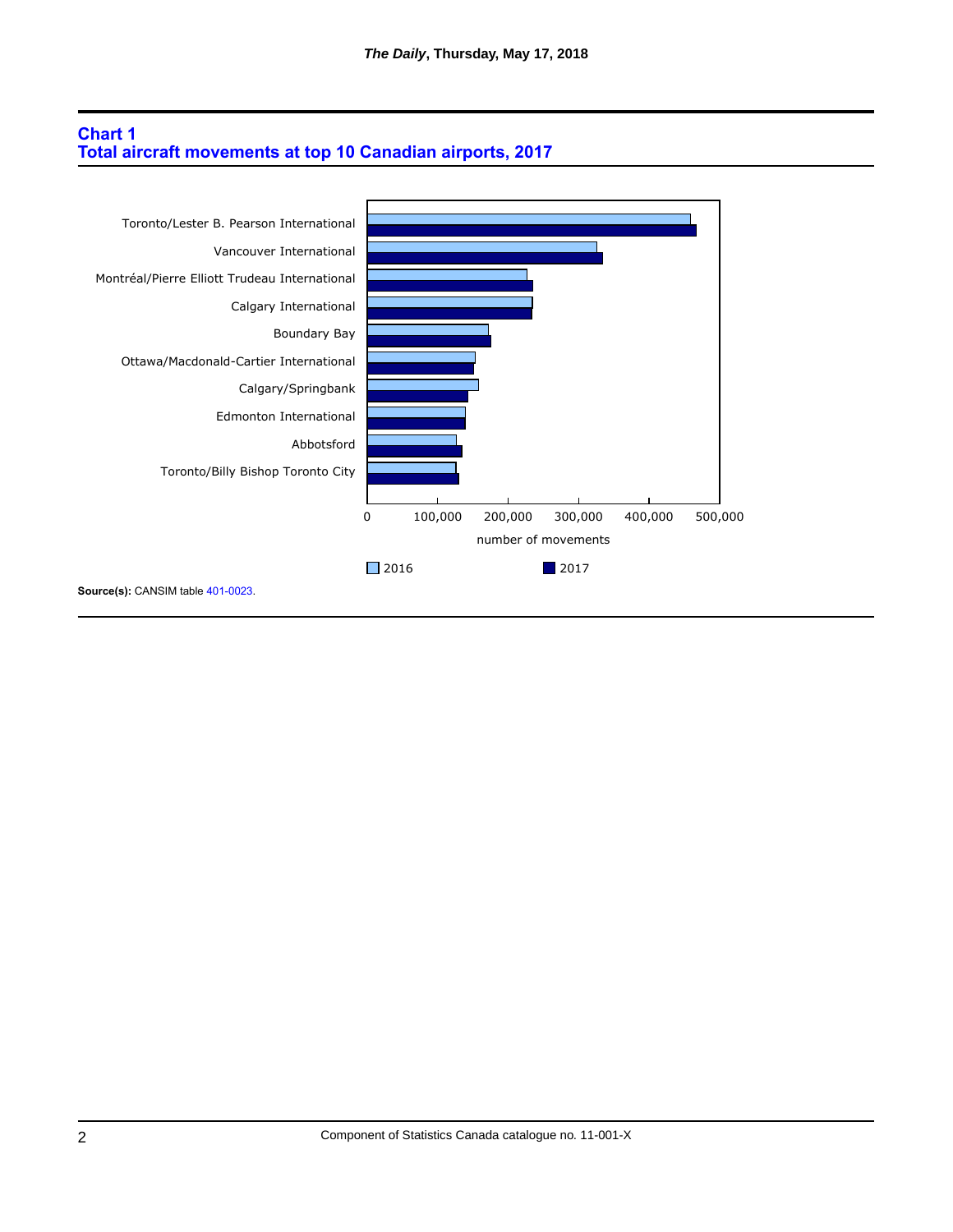## Chart 1
## Total aircraft movements at top 10 Canadian airports, 2017

Toronto/Lester B. Pearson International
Vancouver International
Montréal/Pierre Elliott Trudeau International
Calgary International
Boundary Bay
Ottawa/Macdonald-Cartier International
Calgary/Springbank
Edmonton International
Abbotsford
Toronto/Billy Bishop Toronto City

0 100,000 200,000 300,000 400,000 500,000

number of movements

2016 2017

**Source(s):** CANSIM table 401-0023.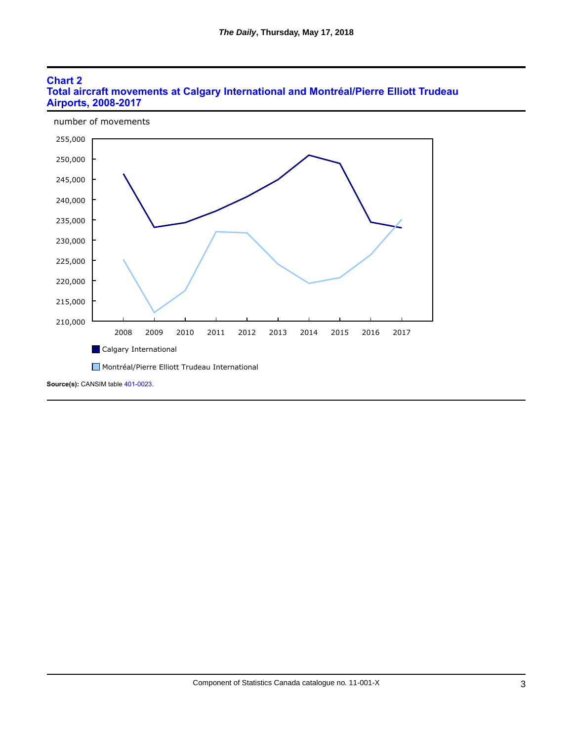## Chart 2
## Total aircraft movements at Calgary International and Montréal/Pierre Elliott Trudeau Airports, 2008-2017

number of movements

255,000
250,000
245,000
240,000
235,000
230,000
225,000
220,000
215,000
210,000

2008 2009 2010 2011 2012 2013 2014 2015 2016 2017

Calgary International

Montréal/Pierre Elliott Trudeau International

**Source(s):** CANSIM table 401-0023.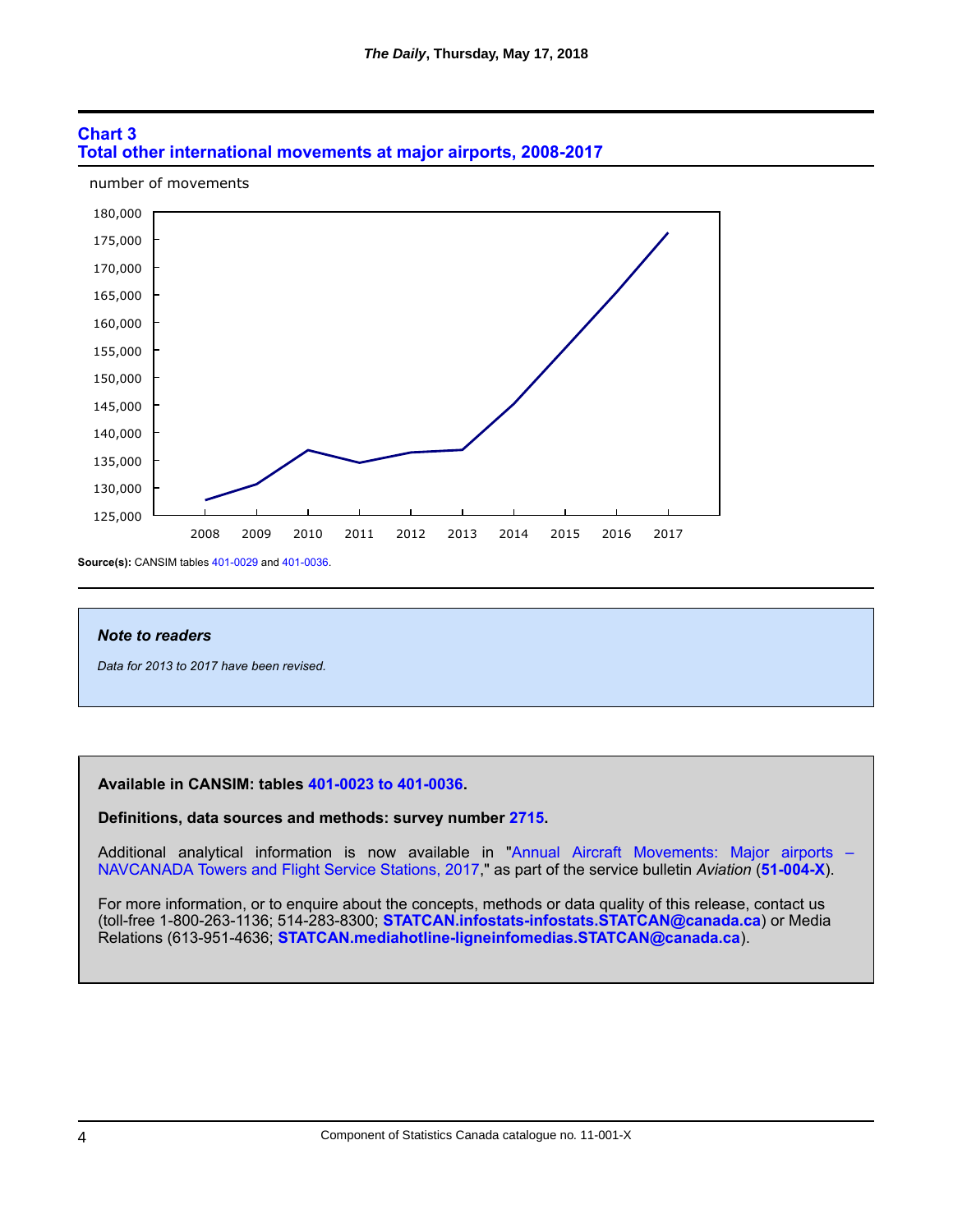**Chart 3**
**Total other international movements at major airports, 2008-2017**

number of movements

180,000
175,000
170,000
165,000
160,000
155,000
150,000
145,000
140,000
135,000
130,000
125,000

2008
2009
2010
2011
2012
2013
2014
2015
2016
2017

**Source(s):** CANSIM tables 401-0029 and 401-0036.

### *Note to readers*

*Data for 2013 to 2017 have been revised.*

**Available in CANSIM: tables 401-0023 to 401-0036.**

**Definitions, data sources and methods: survey number 2715.**

Additional analytical information is now available in "Annual Aircraft Movements: Major airports – NAVCANADA Towers and Flight Service Stations, 2017," as part of the service bulletin *Aviation* (**51-004-X**).

For more information, or to enquire about the concepts, methods or data quality of this release, contact us (toll-free 1-800-263-1136; 514-283-8300; **STATCAN.infostats-infostats.STATCAN@canada.ca**) or Media Relations (613-951-4636; **STATCAN.mediahotline-ligneinfomedias.STATCAN@canada.ca**).